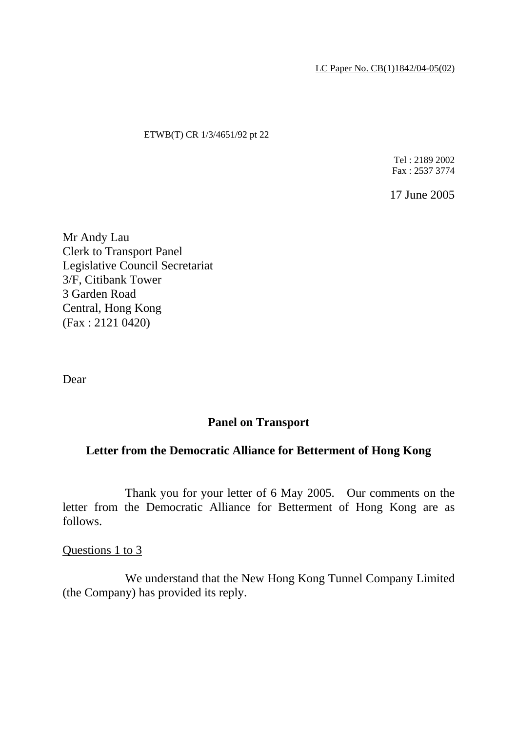LC Paper No. CB(1)1842/04-05(02)

ETWB(T) CR 1/3/4651/92 pt 22

Tel : 2189 2002
Fax : 2537 3774

17 June 2005

Mr Andy Lau
Clerk to Transport Panel
Legislative Council Secretariat
3/F, Citibank Tower
3 Garden Road
Central, Hong Kong
(Fax : 2121 0420)

Dear

**Panel on Transport**

**Letter from the Democratic Alliance for Betterment of Hong Kong**

Thank you for your letter of 6 May 2005. Our comments on the letter from the Democratic Alliance for Betterment of Hong Kong are as follows.

Questions 1 to 3

We understand that the New Hong Kong Tunnel Company Limited (the Company) has provided its reply.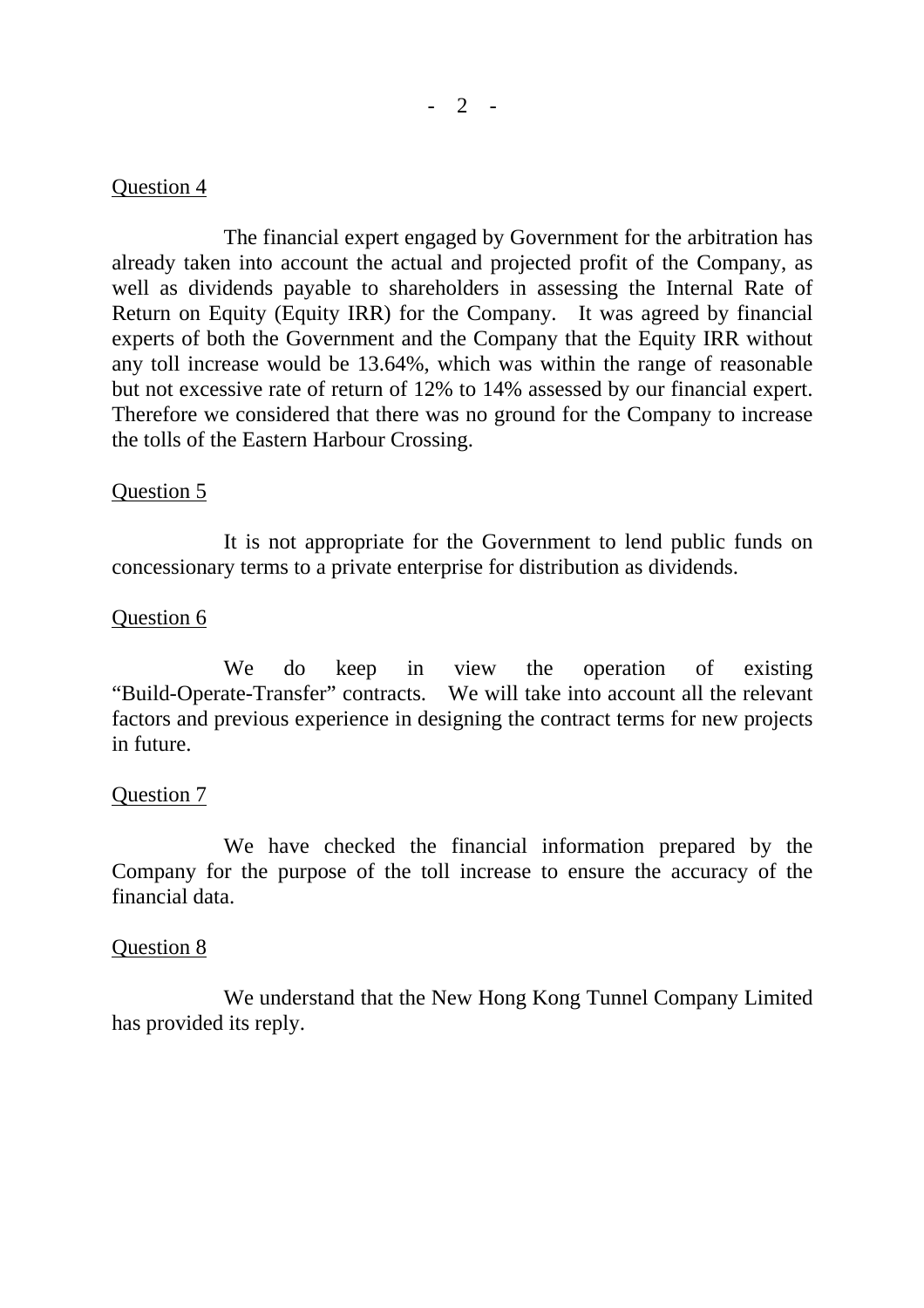Question 4

The financial expert engaged by Government for the arbitration has already taken into account the actual and projected profit of the Company, as well as dividends payable to shareholders in assessing the Internal Rate of Return on Equity (Equity IRR) for the Company. It was agreed by financial experts of both the Government and the Company that the Equity IRR without any toll increase would be 13.64%, which was within the range of reasonable but not excessive rate of return of 12% to 14% assessed by our financial expert. Therefore we considered that there was no ground for the Company to increase the tolls of the Eastern Harbour Crossing.

Question 5

It is not appropriate for the Government to lend public funds on concessionary terms to a private enterprise for distribution as dividends.

Question 6

We do keep in view the operation of existing "Build-Operate-Transfer" contracts. We will take into account all the relevant factors and previous experience in designing the contract terms for new projects in future.

Question 7

We have checked the financial information prepared by the Company for the purpose of the toll increase to ensure the accuracy of the financial data.

Question 8

We understand that the New Hong Kong Tunnel Company Limited has provided its reply.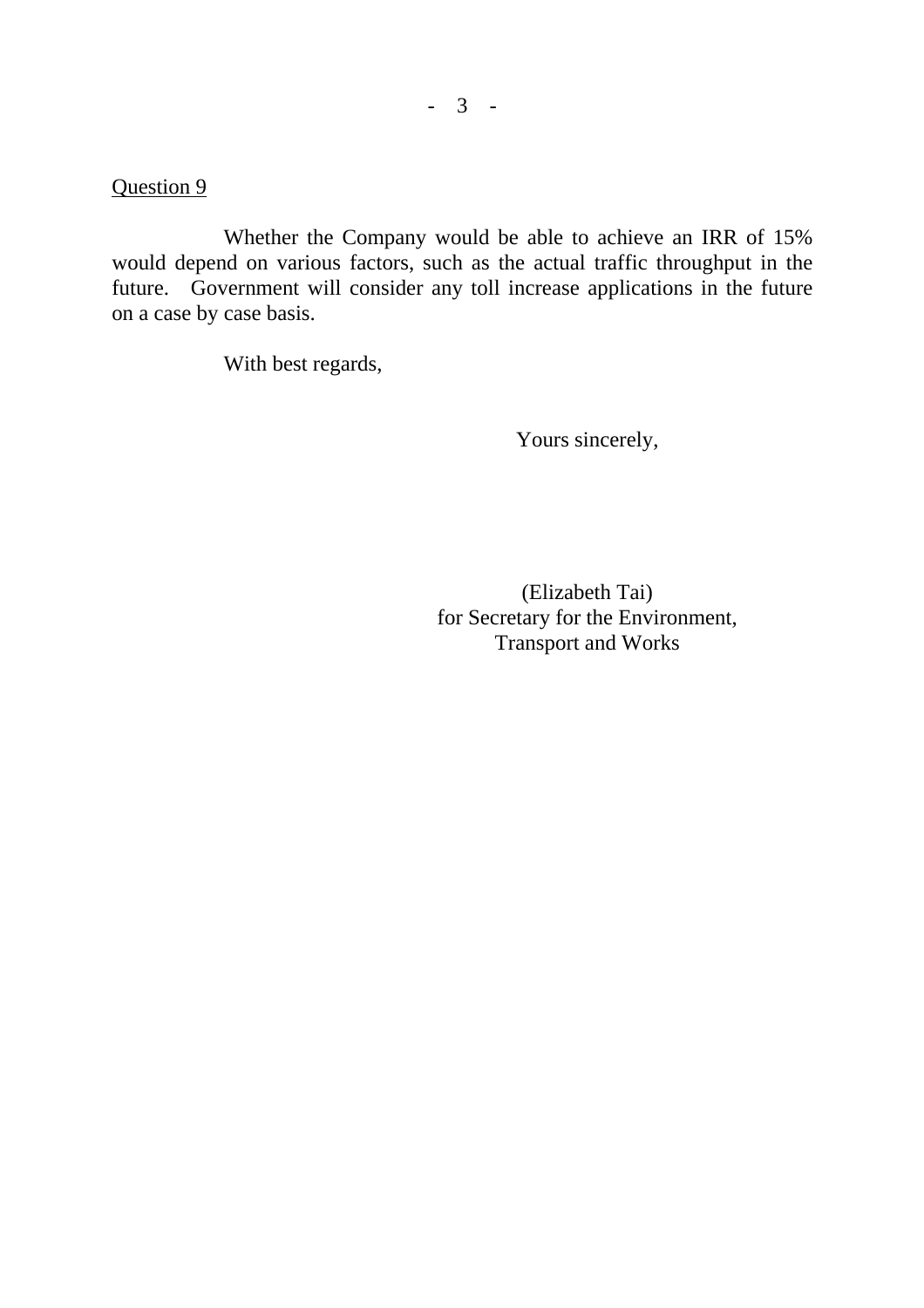<u>Question 9</u>

Whether the Company would be able to achieve an IRR of 15% would depend on various factors, such as the actual traffic throughput in the future. Government will consider any toll increase applications in the future on a case by case basis.

With best regards,

Yours sincerely,

(Elizabeth Tai)
for Secretary for the Environment,
Transport and Works